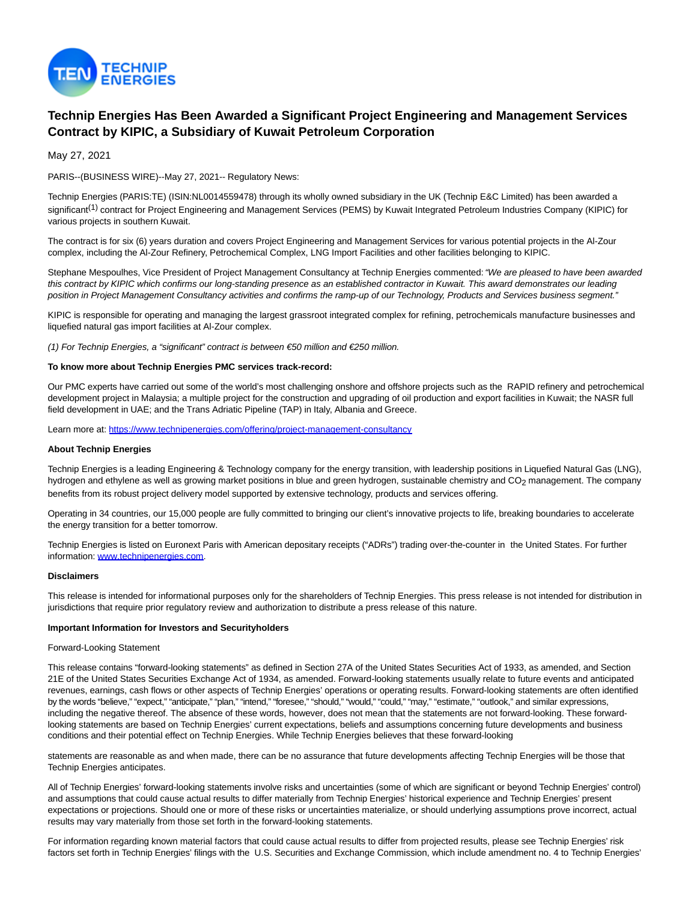# Technip Energies Has Been Awarded a Significant Project Engineering and Management Services Contract by KIPIC, a Subsidiary of Kuwait Petroleum Corporation

May 27, 2021

PARIS--(BUSINESS WIRE)--May 27, 2021-- Regulatory News:

Technip Energies (PARIS:TE) (ISIN:NL0014559478) through its wholly owned subsidiary in the UK (Technip E&C Limited) has been awarded a significant[1] contract for Project Engineering and Management Services (PEMS) by Kuwait Integrated Petroleum Industries Company (KIPIC) for various projects in southern Kuwait.

The contract is for six (6) years duration and covers Project Engineering and Management Services for various potential projects in the Al-Zour complex, including the Al-Zour Refinery, Petrochemical Complex, LNG Import Facilities and other facilities belonging to KIPIC.

Stephane Mespoulhes, Vice President of Project Management Consultancy at Technip Energies commented: *"We are pleased to have been awarded this contract by KIPIC which confirms our long-standing presence as an established contractor in Kuwait. This award demonstrates our leading position in Project Management Consultancy activities and confirms the ramp-up of our Technology, Products and Services business segment."*

KIPIC is responsible for operating and managing the largest grassroot integrated complex for refining, petrochemicals manufacture businesses and liquefied natural gas import facilities at Al-Zour complex.

*(1) For Technip Energies, a "significant" contract is between €50 million and €250 million.*

**To know more about Technip Energies PMC services track-record:**

Our PMC experts have carried out some of the world's most challenging onshore and offshore projects such as the RAPID refinery and petrochemical development project in Malaysia; a multiple project for the construction and upgrading of oil production and export facilities in Kuwait; the NASR full field development in UAE; and the Trans Adriatic Pipeline (TAP) in Italy, Albania and Greece.

Learn more at: https://www.technipenergies.com/offering/project-management-consultancy

**About Technip Energies**

Technip Energies is a leading Engineering & Technology company for the energy transition, with leadership positions in Liquefied Natural Gas (LNG), hydrogen and ethylene as well as growing market positions in blue and green hydrogen, sustainable chemistry and $CO_2$ management. The company benefits from its robust project delivery model supported by extensive technology, products and services offering.

Operating in 34 countries, our 15,000 people are fully committed to bringing our client's innovative projects to life, breaking boundaries to accelerate the energy transition for a better tomorrow.

Technip Energies is listed on Euronext Paris with American depositary receipts ("ADRs") trading over-the-counter in the United States. For further information: www.technipenergies.com.

**Disclaimers**

This release is intended for informational purposes only for the shareholders of Technip Energies. This press release is not intended for distribution in jurisdictions that require prior regulatory review and authorization to distribute a press release of this nature.

**Important Information for Investors and Securityholders**

Forward-Looking Statement

This release contains "forward-looking statements" as defined in Section 27A of the United States Securities Act of 1933, as amended, and Section 21E of the United States Securities Exchange Act of 1934, as amended. Forward-looking statements usually relate to future events and anticipated revenues, earnings, cash flows or other aspects of Technip Energies' operations or operating results. Forward-looking statements are often identified by the words "believe," "expect," "anticipate," "plan," "intend," "foresee," "should," "would," "could," "may," "estimate," "outlook," and similar expressions, including the negative thereof. The absence of these words, however, does not mean that the statements are not forward-looking. These forward-looking statements are based on Technip Energies' current expectations, beliefs and assumptions concerning future developments and business conditions and their potential effect on Technip Energies. While Technip Energies believes that these forward-looking statements are reasonable as and when made, there can be no assurance that future developments affecting Technip Energies will be those that Technip Energies anticipates.

All of Technip Energies' forward-looking statements involve risks and uncertainties (some of which are significant or beyond Technip Energies' control) and assumptions that could cause actual results to differ materially from Technip Energies' historical experience and Technip Energies' present expectations or projections. Should one or more of these risks or uncertainties materialize, or should underlying assumptions prove incorrect, actual results may vary materially from those set forth in the forward-looking statements.

For information regarding known material factors that could cause actual results to differ from projected results, please see Technip Energies' risk factors set forth in Technip Energies' filings with the U.S. Securities and Exchange Commission, which include amendment no. 4 to Technip Energies'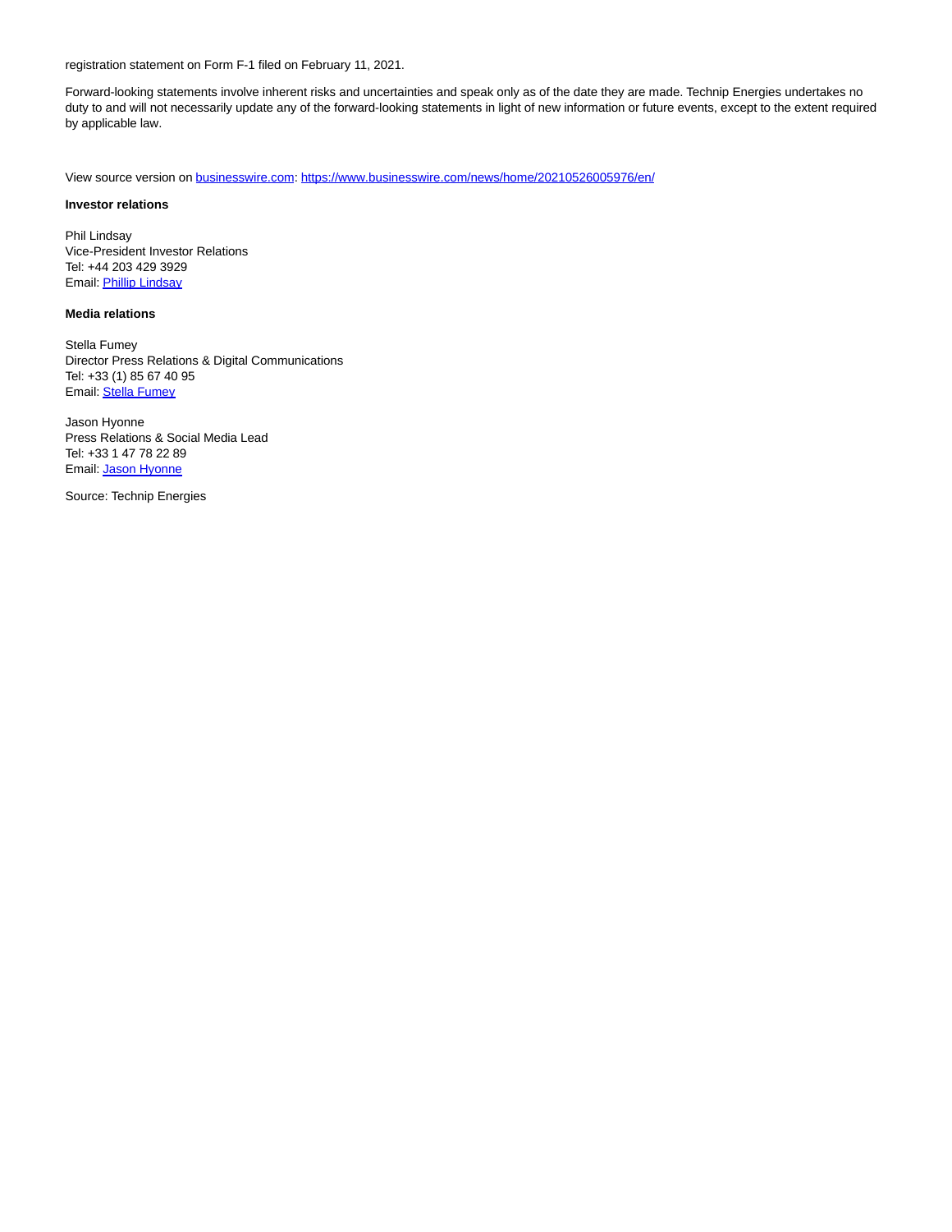registration statement on Form F-1 filed on February 11, 2021.

Forward-looking statements involve inherent risks and uncertainties and speak only as of the date they are made. Technip Energies undertakes no duty to and will not necessarily update any of the forward-looking statements in light of new information or future events, except to the extent required by applicable law.

View source version on [businesswire.com](https://www.businesswire.com): [https://www.businesswire.com/news/home/20210526005976/en/](https://www.businesswire.com/news/home/20210526005976/en/)

**Investor relations**

Phil Lindsay
Vice-President Investor Relations
Tel: +44 203 429 3929
Email: Phillip Lindsay

**Media relations**

Stella Fumey
Director Press Relations & Digital Communications
Tel: +33 (1) 85 67 40 95
Email: Stella Fumey

Jason Hyonne
Press Relations & Social Media Lead
Tel: +33 1 47 78 22 89
Email: Jason Hyonne

Source: Technip Energies